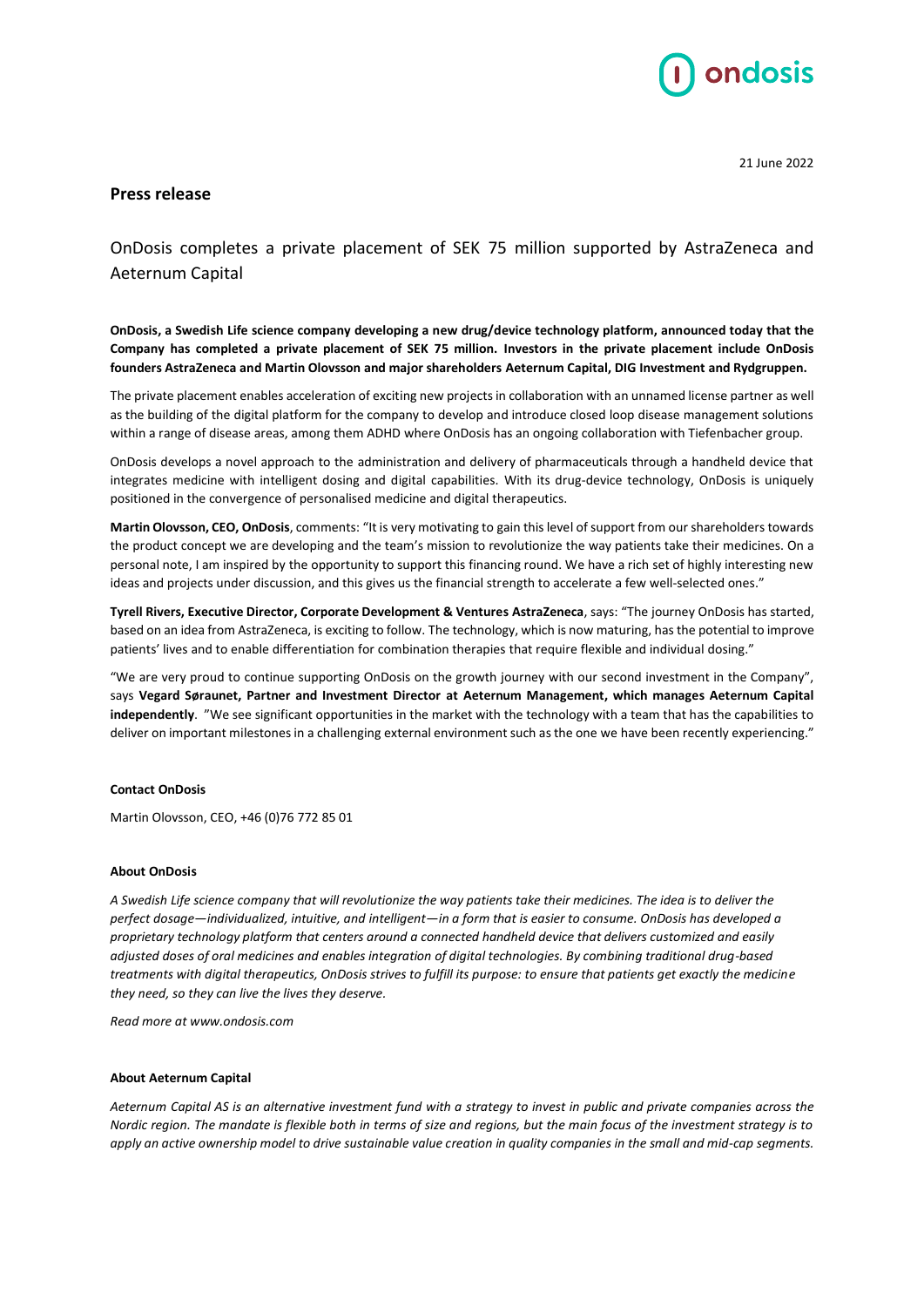21 June 2022

## Press release

# OnDosis completes a private placement of SEK 75 million supported by AstraZeneca and Aeternum Capital

**OnDosis, a Swedish Life science company developing a new drug/device technology platform, announced today that the Company has completed a private placement of SEK 75 million. Investors in the private placement include OnDosis founders AstraZeneca and Martin Olovsson and major shareholders Aeternum Capital, DIG Investment and Rydgruppen.**

The private placement enables acceleration of exciting new projects in collaboration with an unnamed license partner as well as the building of the digital platform for the company to develop and introduce closed loop disease management solutions within a range of disease areas, among them ADHD where OnDosis has an ongoing collaboration with Tiefenbacher group.

OnDosis develops a novel approach to the administration and delivery of pharmaceuticals through a handheld device that integrates medicine with intelligent dosing and digital capabilities. With its drug-device technology, OnDosis is uniquely positioned in the convergence of personalised medicine and digital therapeutics.

**Martin Olovsson, CEO, OnDosis**, comments: "It is very motivating to gain this level of support from our shareholders towards the product concept we are developing and the team's mission to revolutionize the way patients take their medicines. On a personal note, I am inspired by the opportunity to support this financing round. We have a rich set of highly interesting new ideas and projects under discussion, and this gives us the financial strength to accelerate a few well-selected ones."

**Tyrell Rivers, Executive Director, Corporate Development & Ventures AstraZeneca**, says: "The journey OnDosis has started, based on an idea from AstraZeneca, is exciting to follow. The technology, which is now maturing, has the potential to improve patients' lives and to enable differentiation for combination therapies that require flexible and individual dosing."

"We are very proud to continue supporting OnDosis on the growth journey with our second investment in the Company", says **Vegard Søraunet, Partner and Investment Director at Aeternum Management, which manages Aeternum Capital independently**. "We see significant opportunities in the market with the technology with a team that has the capabilities to deliver on important milestones in a challenging external environment such as the one we have been recently experiencing."

**Contact OnDosis**

Martin Olovsson, CEO, +46 (0)76 772 85 01

**About OnDosis**

*A Swedish Life science company that will revolutionize the way patients take their medicines. The idea is to deliver the perfect dosage—individualized, intuitive, and intelligent—in a form that is easier to consume. OnDosis has developed a proprietary technology platform that centers around a connected handheld device that delivers customized and easily adjusted doses of oral medicines and enables integration of digital technologies. By combining traditional drug-based treatments with digital therapeutics, OnDosis strives to fulfill its purpose: to ensure that patients get exactly the medicine they need, so they can live the lives they deserve.*

*Read more at www.ondosis.com*

**About Aeternum Capital**

*Aeternum Capital AS is an alternative investment fund with a strategy to invest in public and private companies across the Nordic region. The mandate is flexible both in terms of size and regions, but the main focus of the investment strategy is to apply an active ownership model to drive sustainable value creation in quality companies in the small and mid-cap segments.*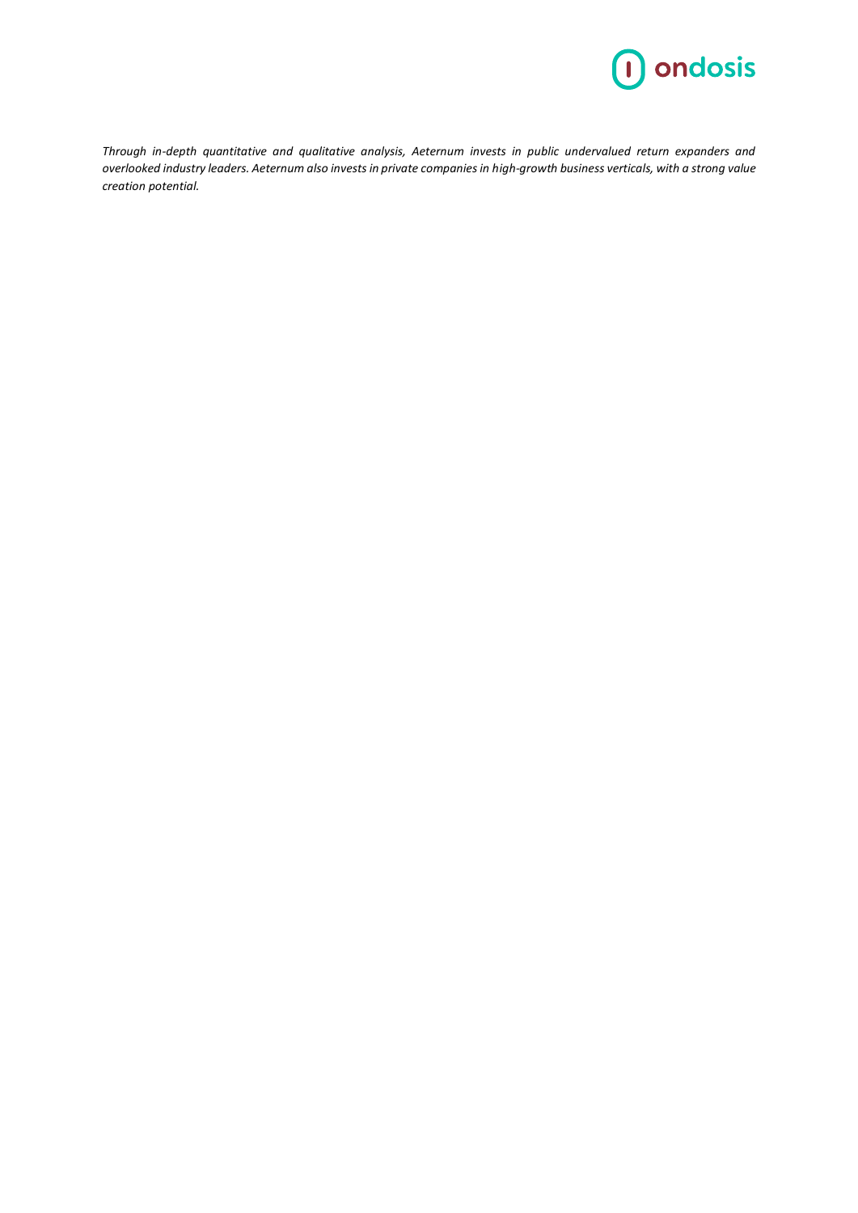*Through in-depth quantitative and qualitative analysis, Aeternum invests in public undervalued return expanders and overlooked industry leaders. Aeternum also invests in private companies in high-growth business verticals, with a strong value creation potential.*